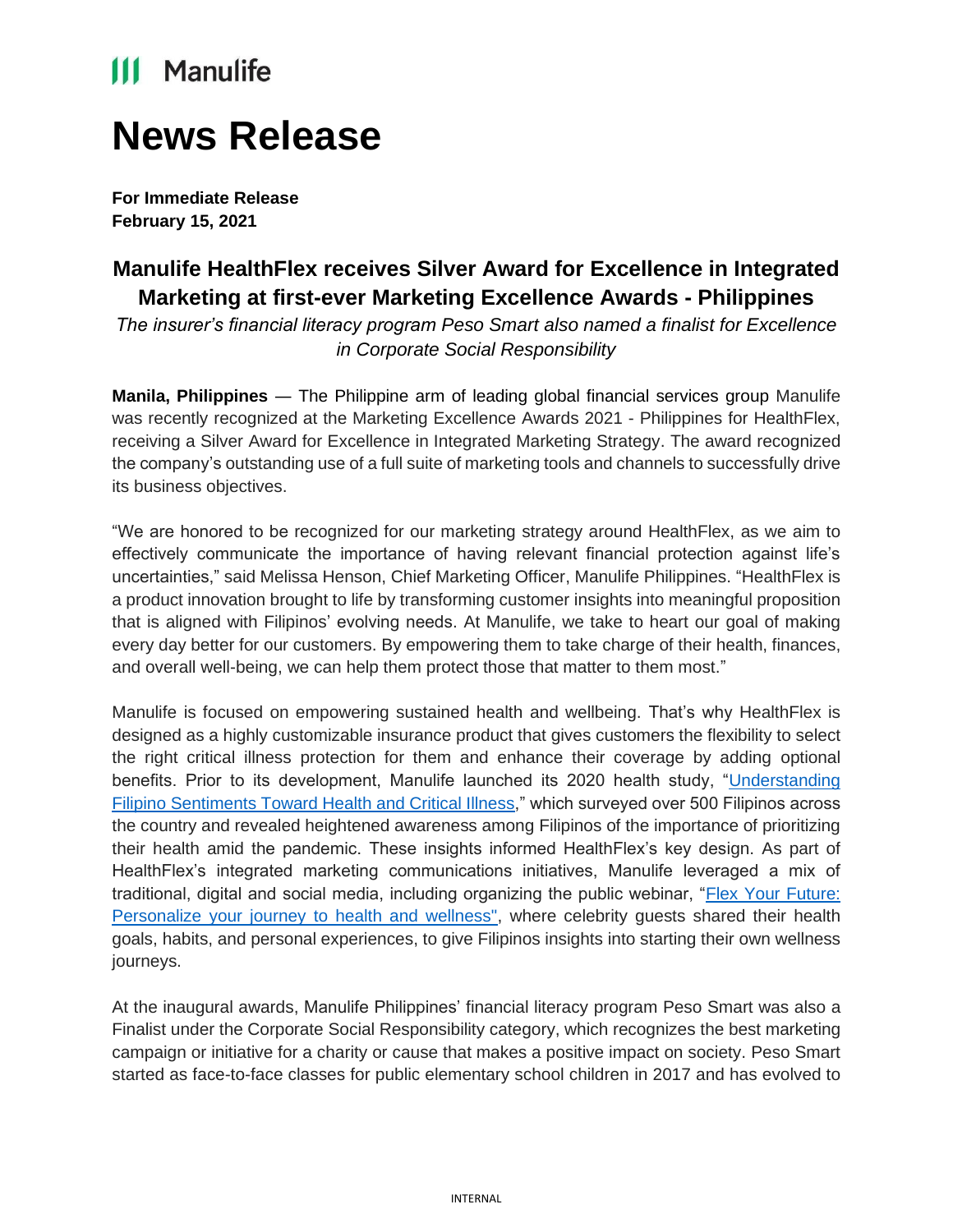Manulife

# News Release

**For Immediate Release**
**February 15, 2021**

## Manulife HealthFlex receives Silver Award for Excellence in Integrated Marketing at first-ever Marketing Excellence Awards - Philippines

*The insurer's financial literacy program Peso Smart also named a finalist for Excellence in Corporate Social Responsibility*

**Manila, Philippines** — The Philippine arm of leading global financial services group Manulife was recently recognized at the Marketing Excellence Awards 2021 - Philippines for HealthFlex, receiving a Silver Award for Excellence in Integrated Marketing Strategy. The award recognized the company's outstanding use of a full suite of marketing tools and channels to successfully drive its business objectives.

"We are honored to be recognized for our marketing strategy around HealthFlex, as we aim to effectively communicate the importance of having relevant financial protection against life's uncertainties," said Melissa Henson, Chief Marketing Officer, Manulife Philippines. "HealthFlex is a product innovation brought to life by transforming customer insights into meaningful proposition that is aligned with Filipinos' evolving needs. At Manulife, we take to heart our goal of making every day better for our customers. By empowering them to take charge of their health, finances, and overall well-being, we can help them protect those that matter to them most."

Manulife is focused on empowering sustained health and wellbeing. That's why HealthFlex is designed as a highly customizable insurance product that gives customers the flexibility to select the right critical illness protection for them and enhance their coverage by adding optional benefits. Prior to its development, Manulife launched its 2020 health study, "Understanding Filipino Sentiments Toward Health and Critical Illness," which surveyed over 500 Filipinos across the country and revealed heightened awareness among Filipinos of the importance of prioritizing their health amid the pandemic. These insights informed HealthFlex's key design. As part of HealthFlex's integrated marketing communications initiatives, Manulife leveraged a mix of traditional, digital and social media, including organizing the public webinar, "Flex Your Future: Personalize your journey to health and wellness", where celebrity guests shared their health goals, habits, and personal experiences, to give Filipinos insights into starting their own wellness journeys.

At the inaugural awards, Manulife Philippines' financial literacy program Peso Smart was also a Finalist under the Corporate Social Responsibility category, which recognizes the best marketing campaign or initiative for a charity or cause that makes a positive impact on society. Peso Smart started as face-to-face classes for public elementary school children in 2017 and has evolved to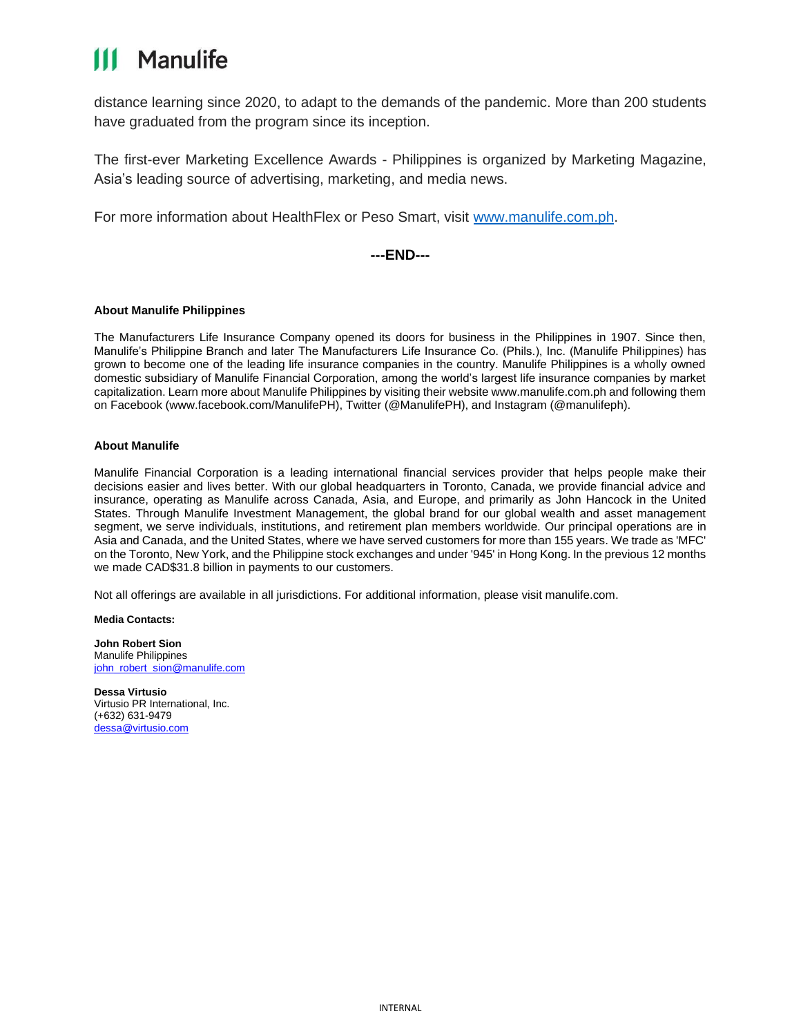distance learning since 2020, to adapt to the demands of the pandemic. More than 200 students have graduated from the program since its inception.

The first-ever Marketing Excellence Awards - Philippines is organized by Marketing Magazine, Asia's leading source of advertising, marketing, and media news.

For more information about HealthFlex or Peso Smart, visit www.manulife.com.ph.

**---END---**

**About Manulife Philippines**

The Manufacturers Life Insurance Company opened its doors for business in the Philippines in 1907. Since then, Manulife's Philippine Branch and later The Manufacturers Life Insurance Co. (Phils.), Inc. (Manulife Philippines) has grown to become one of the leading life insurance companies in the country. Manulife Philippines is a wholly owned domestic subsidiary of Manulife Financial Corporation, among the world's largest life insurance companies by market capitalization. Learn more about Manulife Philippines by visiting their website www.manulife.com.ph and following them on Facebook (www.facebook.com/ManulifePH), Twitter (@ManulifePH), and Instagram (@manulifeph).

**About Manulife**

Manulife Financial Corporation is a leading international financial services provider that helps people make their decisions easier and lives better. With our global headquarters in Toronto, Canada, we provide financial advice and insurance, operating as Manulife across Canada, Asia, and Europe, and primarily as John Hancock in the United States. Through Manulife Investment Management, the global brand for our global wealth and asset management segment, we serve individuals, institutions, and retirement plan members worldwide. Our principal operations are in Asia and Canada, and the United States, where we have served customers for more than 155 years. We trade as 'MFC' on the Toronto, New York, and the Philippine stock exchanges and under '945' in Hong Kong. In the previous 12 months we made CAD$31.8 billion in payments to our customers.

Not all offerings are available in all jurisdictions. For additional information, please visit manulife.com.

**Media Contacts:**

**John Robert Sion**
Manulife Philippines
john_robert_sion@manulife.com

**Dessa Virtusio**
Virtusio PR International, Inc.
(+632) 631-9479
dessa@virtusio.com

INTERNAL